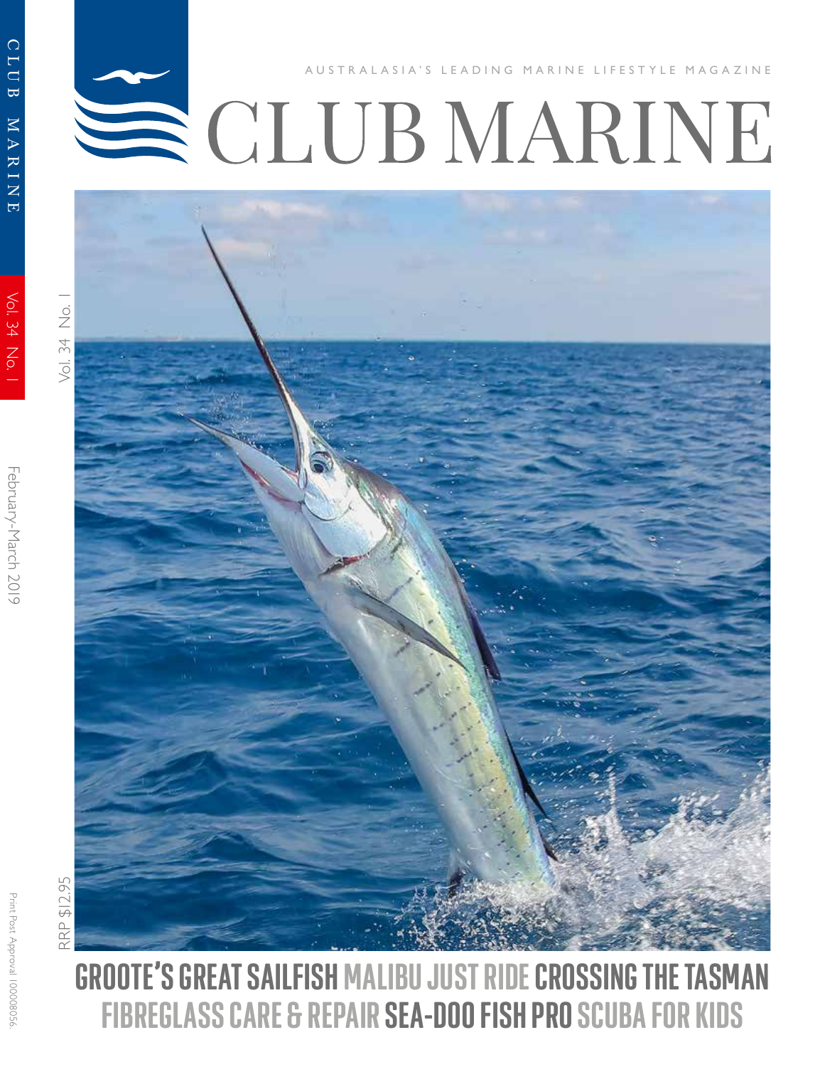AUSTRALASIA'S LEADING MARINE LIFESTYLE MAGAZINE

# CLUB MARINE

Vol. 34 No. 1

February-March 2019

RRP $12.95

GROOTE'S GREAT SAILFISH MALIBU JUST RIDE CROSSING THE TASMAN FIBREGLASS CARE & REPAIR SEA-DOO FISH PRO SCUBA FOR KIDS

Print Post Approval 100008056.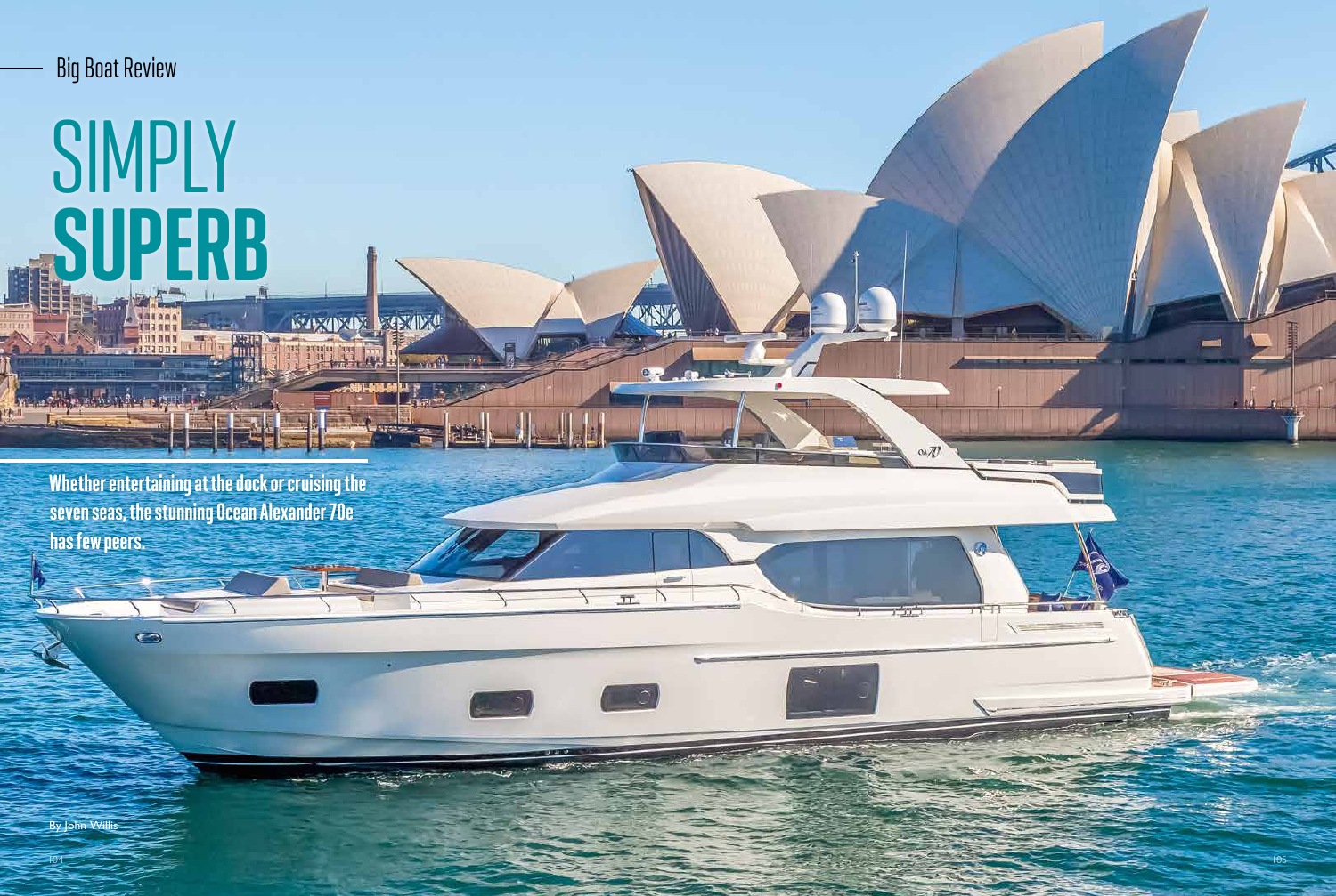Big Boat Review

# SIMPLY **SUPERB**

**Whether entertaining at the dock or cruising the seven seas, the stunning Ocean Alexander 70e has few peers.**

By John Willis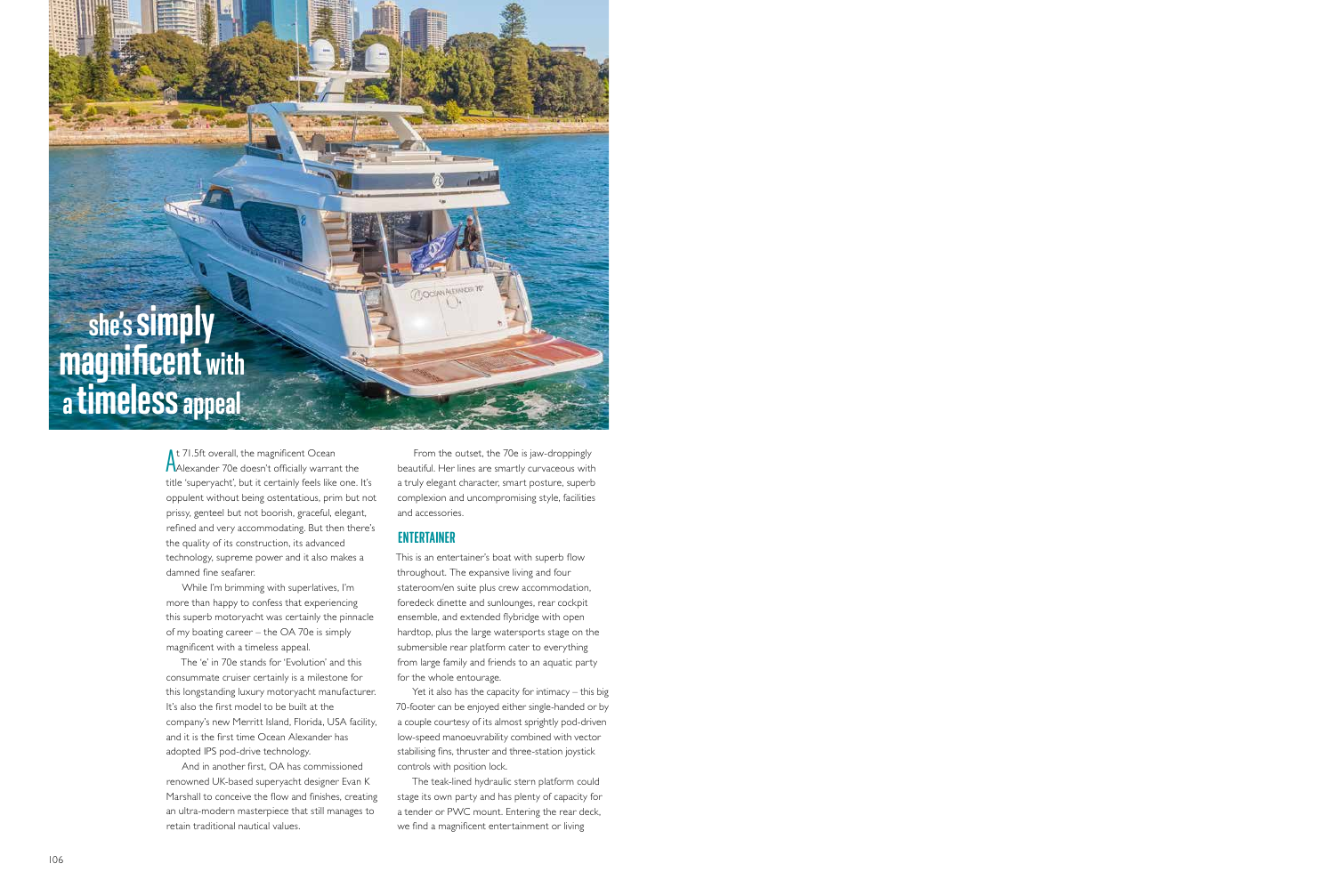# she's simply magnificent with a timeless appeal

At 71.5ft overall, the magnificent Ocean Alexander 70e doesn't officially warrant the title 'superyacht', but it certainly feels like one. It's opulent without being ostentatious, prim but not prissy, genteel but not boorish, graceful, elegant, refined and very accommodating. But then there's the quality of its construction, its advanced technology, supreme power and it also makes a damned fine seafarer.

While I'm brimming with superlatives, I'm more than happy to confess that experiencing this superb motoryacht was certainly the pinnacle of my boating career – the OA 70e is simply magnificent with a timeless appeal.

The 'e' in 70e stands for 'Evolution' and this consummate cruiser certainly is a milestone for this longstanding luxury motoryacht manufacturer. It's also the first model to be built at the company's new Merritt Island, Florida, USA facility, and it is the first time Ocean Alexander has adopted IPS pod-drive technology.

And in another first, OA has commissioned renowned UK-based superyacht designer Evan K Marshall to conceive the flow and finishes, creating an ultra-modern masterpiece that still manages to retain traditional nautical values.

From the outset, the 70e is jaw-droppingly beautiful. Her lines are smartly curvaceous with a truly elegant character, smart posture, superb complexion and uncompromising style, facilities and accessories.

## ENTERTAINER

This is an entertainer's boat with superb flow throughout. The expansive living and four stateroom/en suite plus crew accommodation, foredeck dinette and sunlounges, rear cockpit ensemble, and extended flybridge with open hardtop, plus the large watersports stage on the submersible rear platform cater to everything from large family and friends to an aquatic party for the whole entourage.

Yet it also has the capacity for intimacy – this big 70-footer can be enjoyed either single-handed or by a couple courtesy of its almost sprightly pod-driven low-speed manoeuvrability combined with vector stabilising fins, thruster and three-station joystick controls with position lock.

The teak-lined hydraulic stern platform could stage its own party and has plenty of capacity for a tender or PWC mount. Entering the rear deck, we find a magnificent entertainment or living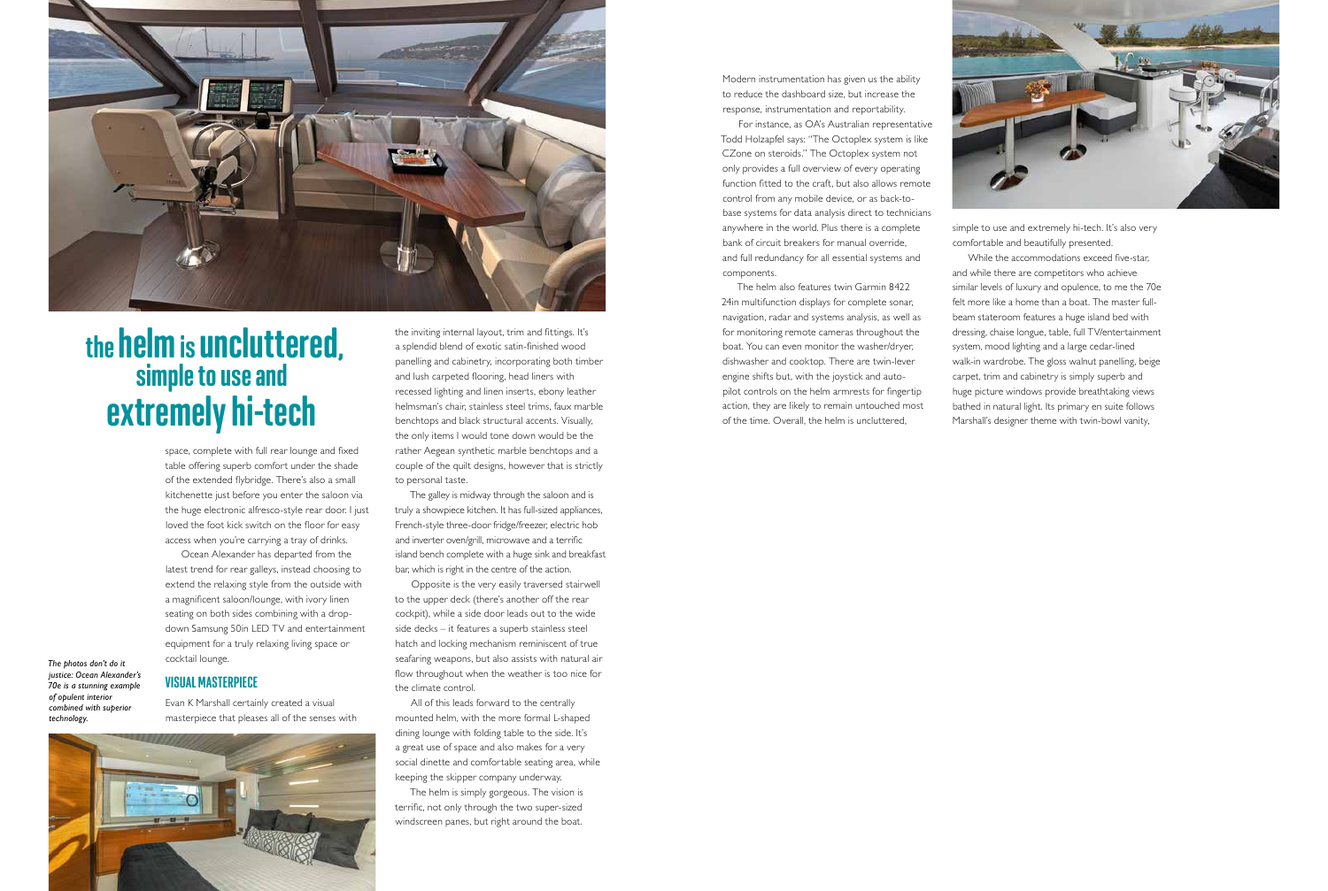# the helm is uncluttered, simple to use and extremely hi-tech

space, complete with full rear lounge and fixed table offering superb comfort under the shade of the extended flybridge. There's also a small kitchenette just before you enter the saloon via the huge electronic alfresco-style rear door. I just loved the foot kick switch on the floor for easy access when you're carrying a tray of drinks.

Ocean Alexander has departed from the latest trend for rear galleys, instead choosing to extend the relaxing style from the outside with a magnificent saloon/lounge, with ivory linen seating on both sides combining with a drop-down Samsung 50in LED TV and entertainment equipment for a truly relaxing living space or cocktail lounge.

*The photos don't do it justice: Ocean Alexander's 70e is a stunning example of opulent interior combined with superior technology.*

## VISUAL MASTERPIECE

Evan K Marshall certainly created a visual masterpiece that pleases all of the senses with the inviting internal layout, trim and fittings. It's a splendid blend of exotic satin-finished wood panelling and cabinetry, incorporating both timber and lush carpeted flooring, head liners with recessed lighting and linen inserts, ebony leather helmsman's chair, stainless steel trims, faux marble benchtops and black structural accents. Visually, the only items I would tone down would be the rather Aegean synthetic marble benchtops and a couple of the quilt designs, however that is strictly to personal taste.

The galley is midway through the saloon and is truly a showpiece kitchen. It has full-sized appliances, French-style three-door fridge/freezer, electric hob and inverter oven/grill, microwave and a terrific island bench complete with a huge sink and breakfast bar, which is right in the centre of the action.

Opposite is the very easily traversed stairwell to the upper deck (there's another off the rear cockpit), while a side door leads out to the wide side decks – it features a superb stainless steel hatch and locking mechanism reminiscent of true seafaring weapons, but also assists with natural air flow throughout when the weather is too nice for the climate control.

All of this leads forward to the centrally mounted helm, with the more formal L-shaped dining lounge with folding table to the side. It's a great use of space and also makes for a very social dinette and comfortable seating area, while keeping the skipper company underway.

The helm is simply gorgeous. The vision is terrific, not only through the two super-sized windscreen panes, but right around the boat.

Modern instrumentation has given us the ability to reduce the dashboard size, but increase the response, instrumentation and reportability.

For instance, as OA's Australian representative Todd Holzapfel says: "The Octoplex system is like CZone on steroids." The Octoplex system not only provides a full overview of every operating function fitted to the craft, but also allows remote control from any mobile device, or as back-to-base systems for data analysis direct to technicians anywhere in the world. Plus there is a complete bank of circuit breakers for manual override, and full redundancy for all essential systems and components.

The helm also features twin Garmin 8422 24in multifunction displays for complete sonar, navigation, radar and systems analysis, as well as for monitoring remote cameras throughout the boat. You can even monitor the washer/dryer, dishwasher and cooktop. There are twin-lever engine shifts but, with the joystick and auto-pilot controls on the helm armrests for fingertip action, they are likely to remain untouched most of the time. Overall, the helm is uncluttered, simple to use and extremely hi-tech. It's also very comfortable and beautifully presented.

While the accommodations exceed five-star, and while there are competitors who achieve similar levels of luxury and opulence, to me the 70e felt more like a home than a boat. The master full-beam stateroom features a huge island bed with dressing, chaise longue, table, full TV/entertainment system, mood lighting and a large cedar-lined walk-in wardrobe. The gloss walnut panelling, beige carpet, trim and cabinetry is simply superb and huge picture windows provide breathtaking views bathed in natural light. Its primary en suite follows Marshall's designer theme with twin-bowl vanity,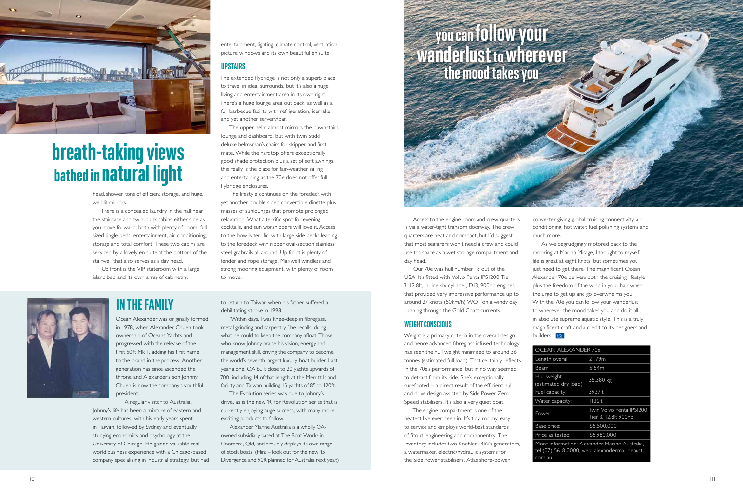# breath-taking views bathed in natural light

head, shower, tons of efficient storage, and huge, well-lit mirrors.

There is a concealed laundry in the hall near the staircase and twin-bunk cabins either side as you move forward, both with plenty of room, full-sized single beds, entertainment, air-conditioning, storage and total comfort. These two cabins are serviced by a lovely en suite at the bottom of the stairwell that also serves as a day head.

Up front is the VIP stateroom with a large island bed and its own array of cabinetry, entertainment, lighting, climate control, ventilation, picture windows and its own beautiful en suite.

## UPSTAIRS

The extended flybridge is not only a superb place to travel in ideal surrounds, but it's also a huge living and entertainment area in its own right. There's a huge lounge area out back, as well as a full barbecue facility with refrigeration, icemaker and yet another servery/bar.

The upper helm almost mirrors the downstairs lounge and dashboard, but with twin Stidd deluxe helmsman's chairs for skipper and first mate. While the hardtop offers exceptionally good shade protection plus a set of soft awnings, this really is the place for fair-weather sailing and entertaining as the 70e does not offer full flybridge enclosures.

The lifestyle continues on the foredeck with yet another double-sided convertible dinette plus masses of sunlounges that promote prolonged relaxation. What a terrific spot for evening cocktails, and sun worshippers will love it. Access to the bow is terrific, with large side decks leading to the foredeck with ripper oval-section stainless steel grabrails all around. Up front is plenty of fender and rope storage, Maxwell windless and strong mooring equipment, with plenty of room to move.

## IN THE FAMILY

Ocean Alexander was originally formed in 1978, when Alexander Chueh took ownership of Oceans Yachts and progressed with the release of the first 50ft Mk 1, adding his first name to the brand in the process. Another generation has since ascended the throne and Alexander's son Johnny Chueh is now the company's youthful president.

A regular visitor to Australia, Johnny's life has been a mixture of eastern and western cultures, with his early years spent in Taiwan, followed by Sydney and eventually studying economics and psychology at the University of Chicago. He gained valuable real-world business experience with a Chicago-based company specialising in industrial strategy, but had to return to Taiwan when his father suffered a debilitating stroke in 1998.

"Within days, I was knee-deep in fibreglass, metal grinding and carpentry," he recalls, doing what he could to keep the company afloat. Those who know Johnny praise his vision, energy and management skill, driving the company to become the world's seventh-largest luxury-boat builder. Last year alone, OA built close to 20 yachts upwards of 70ft, including 14 of that length at the Merritt Island facility and Taiwan building 15 yachts of 85 to 120ft.

The Evolution series was due to Johnny's drive, as is the new 'R' for Revolution series that is currently enjoying huge success, with many more exciting products to follow.

Alexander Marine Australia is a wholly OA-owned subsidiary based at The Boat Works in Coomera, Qld, and proudly displays its own range of stock boats. (Hint – look out for the new 45 Divergence and 90R planned for Australia next year.)

# you can follow your wanderlust to wherever the mood takes you

Access to the engine room and crew quarters is via a water-tight transom doorway. The crew quarters are neat and compact, but I'd suggest that most seafarers won't need a crew and could use ths space as a wet storage compartment and day head.

Our 70e was hull number 18 out of the USA. It's fitted with Volvo Penta IPS1200 Tier 3, 12.8lt, in-line six-cylinder, D13, 900hp engines that provided very impressive performance up to around 27 knots (50km/h) WOT on a windy day running through the Gold Coast currents.

## WEIGHT CONSCIOUS

Weight is a primary criteria in the overall design and hence advanced fibreglass infused technology has seen the hull weight minimised to around 36 tonnes (estimated full load). That certainly reflects in the 70e's performance, but in no way seemed to detract from its ride. She's exceptionally surefooted – a direct result of the efficient hull and drive design assisted by Side Power Zero Speed stabilisers. It's also a very quiet boat.

The engine compartment is one of the neatest I've ever been in. It's tidy, roomy, easy to service and employs world-best standards of fitout, engineering and componentry. The inventory includes two Koehler 24kVa generators, a watermaker, electric/hydraulic systems for the Side Power stabilisers, Atlas shore-power converter giving global cruising connectivity, air-conditioning, hot water, fuel polishing systems and much more.

As we begrudgingly motored back to the mooring at Marina Mirage, I thought to myself life is great at eight knots, but sometimes you just need to get there. The magnificent Ocean Alexander 70e delivers both the cruising lifestyle plus the freedom of the wind in your hair when the urge to get up and go overwhelms you. With the 70e you can follow your wanderlust to wherever the mood takes you and do it all in absolute supreme aquatic style. This is a truly magnificent craft and a credit to its designers and builders.

| OCEAN ALEXANDER 70e | |
|---|---|
| Length overall: | 21.79m |
| Beam: | 5.54m |
| Hull weight (estimated dry load): | 35,380 kg |
| Fuel capacity: | 3937lt |
| Water capacity: | 1136lt |
| Power: | Twin Volvo Penta IPS1200 Tier 3, 12.8lt 900hp |
| Base price: | $5,500,000 |
| Price as tested: | $5,980,000 |

More information: Alexander Marine Australia, tel (07) 5618 0000, web: alexandermarineaust.com.au